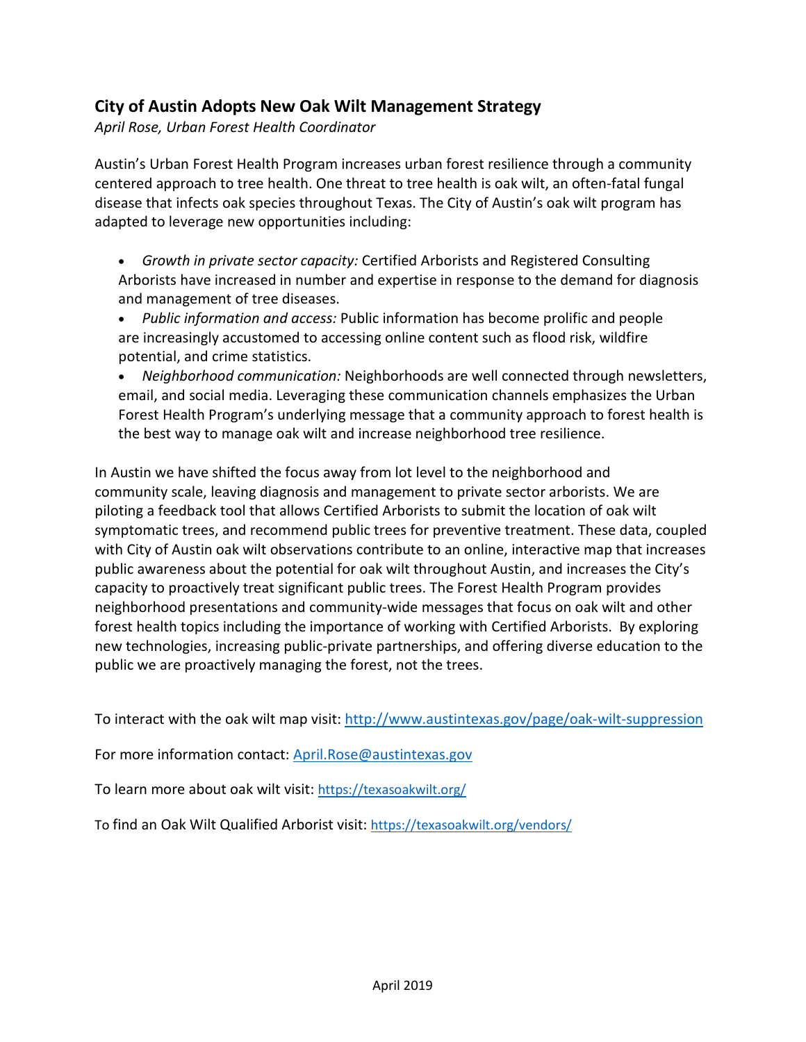# City of Austin Adopts New Oak Wilt Management Strategy

*April Rose, Urban Forest Health Coordinator*

Austin's Urban Forest Health Program increases urban forest resilience through a community centered approach to tree health. One threat to tree health is oak wilt, an often-fatal fungal disease that infects oak species throughout Texas. The City of Austin's oak wilt program has adapted to leverage new opportunities including:

- *Growth in private sector capacity:* Certified Arborists and Registered Consulting Arborists have increased in number and expertise in response to the demand for diagnosis and management of tree diseases.
- *Public information and access:* Public information has become prolific and people are increasingly accustomed to accessing online content such as flood risk, wildfire potential, and crime statistics.
- *Neighborhood communication:* Neighborhoods are well connected through newsletters, email, and social media. Leveraging these communication channels emphasizes the Urban Forest Health Program's underlying message that a community approach to forest health is the best way to manage oak wilt and increase neighborhood tree resilience.

In Austin we have shifted the focus away from lot level to the neighborhood and community scale, leaving diagnosis and management to private sector arborists. We are piloting a feedback tool that allows Certified Arborists to submit the location of oak wilt symptomatic trees, and recommend public trees for preventive treatment. These data, coupled with City of Austin oak wilt observations contribute to an online, interactive map that increases public awareness about the potential for oak wilt throughout Austin, and increases the City's capacity to proactively treat significant public trees. The Forest Health Program provides neighborhood presentations and community-wide messages that focus on oak wilt and other forest health topics including the importance of working with Certified Arborists. By exploring new technologies, increasing public-private partnerships, and offering diverse education to the public we are proactively managing the forest, not the trees.

To interact with the oak wilt map visit: [http://www.austintexas.gov/page/oak-wilt-suppression](http://www.austintexas.gov/page/oak-wilt-suppression)

For more information contact: [April.Rose@austintexas.gov](mailto:April.Rose@austintexas.gov)

To learn more about oak wilt visit: [https://texasoakwilt.org/](https://texasoakwilt.org/)

To find an Oak Wilt Qualified Arborist visit: [https://texasoakwilt.org/vendors/](https://texasoakwilt.org/vendors/)

April 2019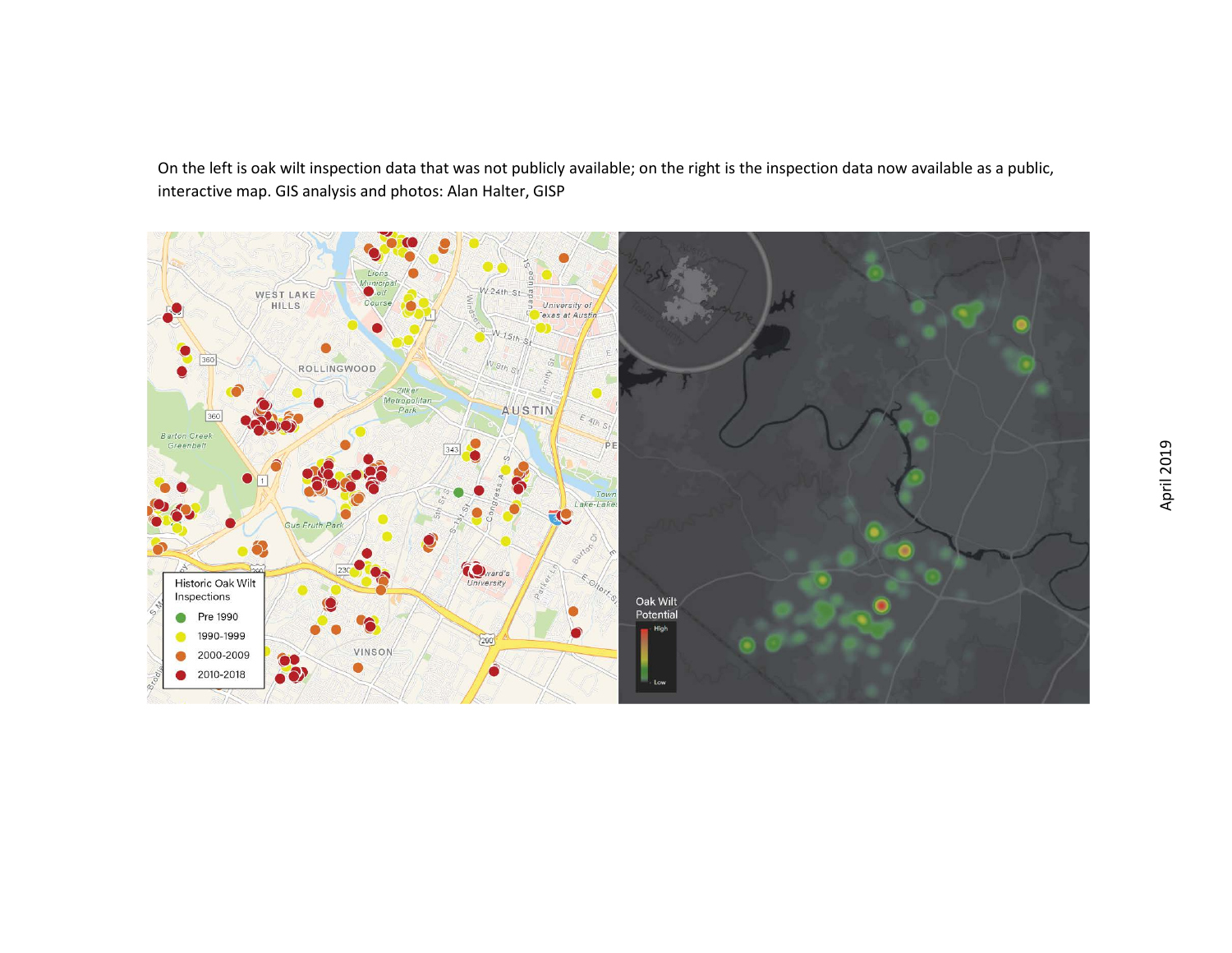On the left is oak wilt inspection data that was not publicly available; on the right is the inspection data now available as a public, interactive map. GIS analysis and photos: Alan Halter, GISP

Historic Oak Wilt Inspections

Pre 1990

1990-1999

2000-2009

2010-2018

Oak Wilt Potential

High

Low

April 2019